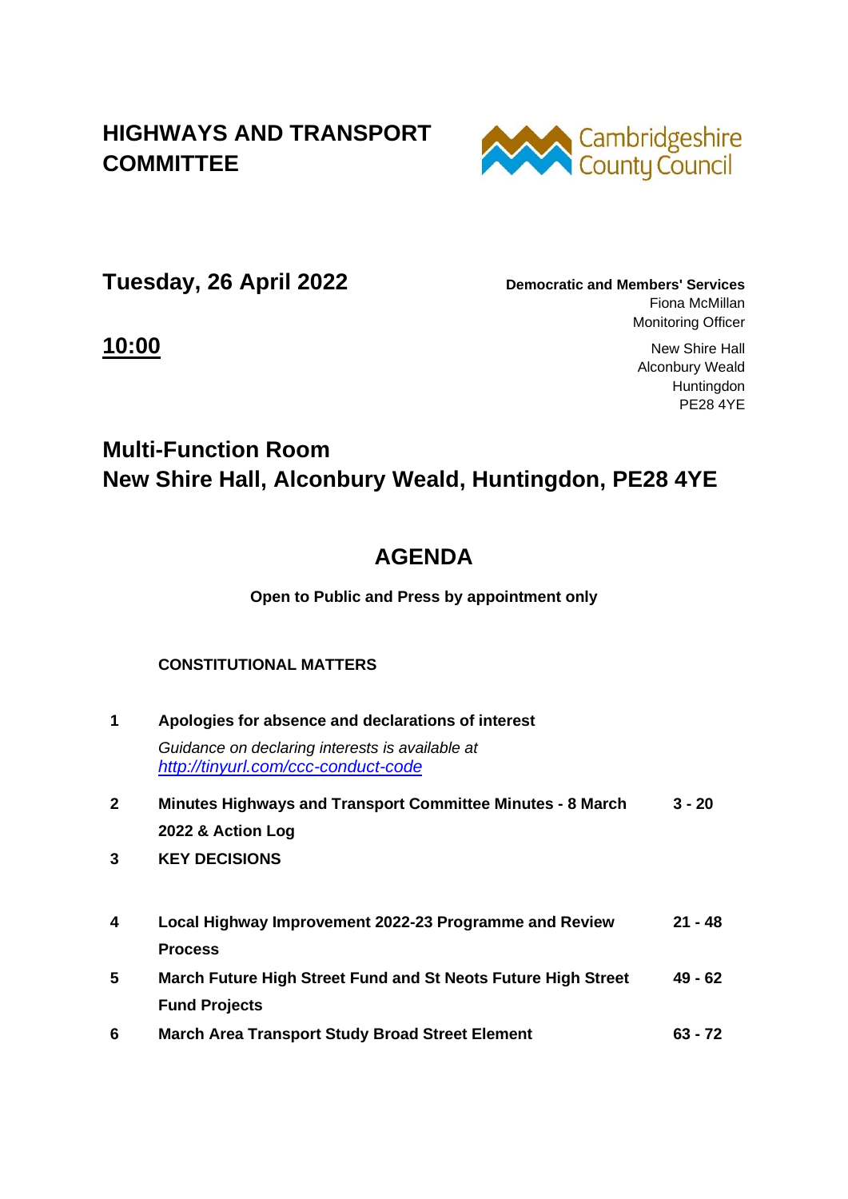# HIGHWAYS AND TRANSPORT COMMITTEE

Cambridgeshire County Council

## Tuesday, 26 April 2022

**Democratic and Members' Services**
Fiona McMillan
Monitoring Officer

## 10:00

New Shire Hall
Alconbury Weald
Huntingdon
PE28 4YE

## Multi-Function Room
## New Shire Hall, Alconbury Weald, Huntingdon, PE28 4YE

# AGENDA

**Open to Public and Press by appointment only**

**CONSTITUTIONAL MATTERS**

| | | |
|---|---|---|
| **1** | **Apologies for absence and declarations of interest**<br>*Guidance on declaring interests is available at [http://tinyurl.com/ccc-conduct-code](http://tinyurl.com/ccc-conduct-code)* | |
| **2** | **Minutes Highways and Transport Committee Minutes - 8 March 2022 & Action Log** | **3 - 20** |
| **3** | **KEY DECISIONS** | |
| **4** | **Local Highway Improvement 2022-23 Programme and Review Process** | **21 - 48** |
| **5** | **March Future High Street Fund and St Neots Future High Street Fund Projects** | **49 - 62** |
| **6** | **March Area Transport Study Broad Street Element** | **63 - 72** |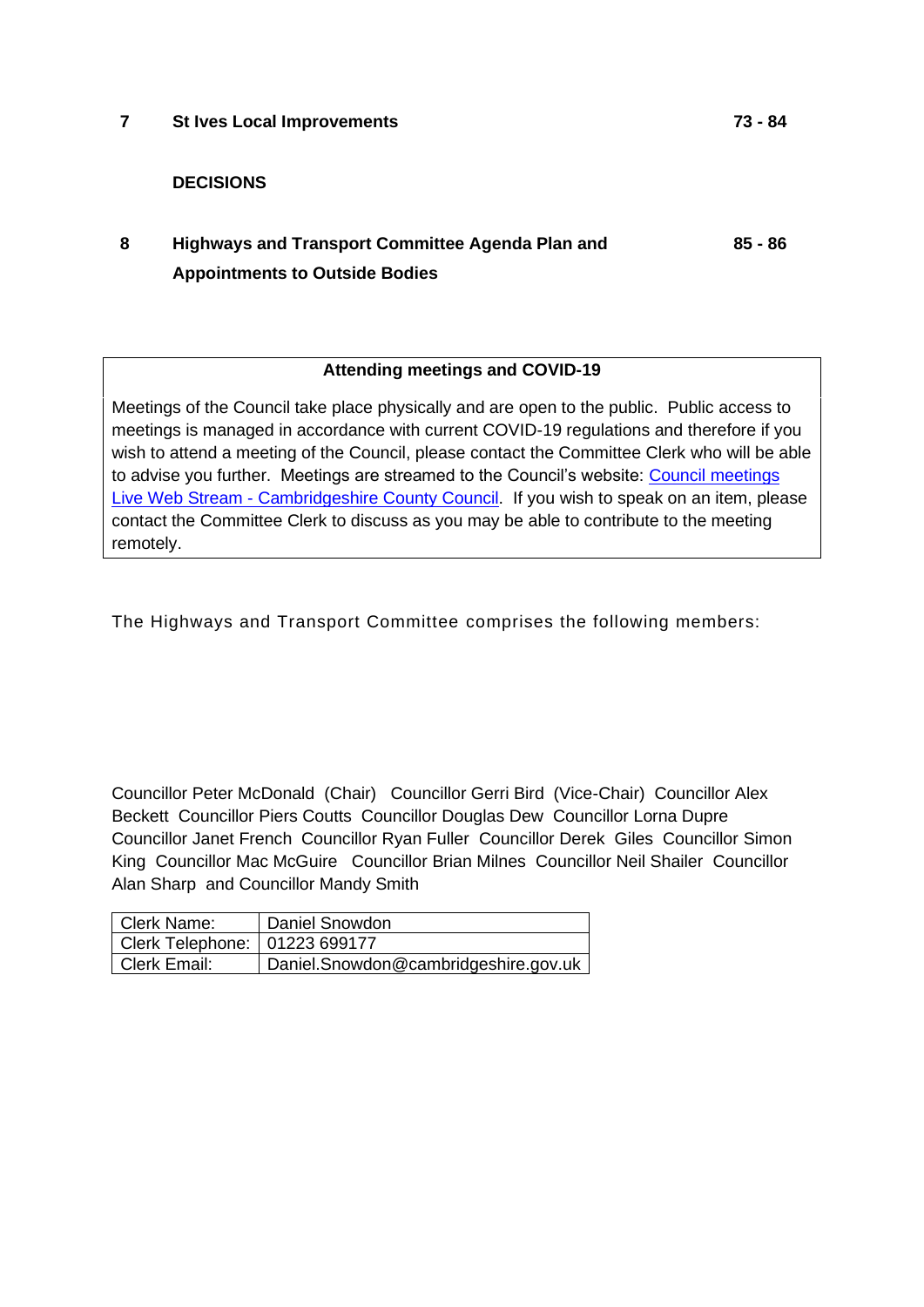| | | |
|---|---|---|
| 7 | **St Ives Local Improvements** | **73 - 84** |
| | **DECISIONS** | |
| 8 | **Highways and Transport Committee Agenda Plan and Appointments to Outside Bodies** | **85 - 86** |

**Attending meetings and COVID-19**

Meetings of the Council take place physically and are open to the public. Public access to meetings is managed in accordance with current COVID-19 regulations and therefore if you wish to attend a meeting of the Council, please contact the Committee Clerk who will be able to advise you further. Meetings are streamed to the Council's website: [Council meetings Live Web Stream - Cambridgeshire County Council](). If you wish to speak on an item, please contact the Committee Clerk to discuss as you may be able to contribute to the meeting remotely.

The Highways and Transport Committee comprises the following members:

Councillor Peter McDonald (Chair) Councillor Gerri Bird (Vice-Chair) Councillor Alex Beckett Councillor Piers Coutts Councillor Douglas Dew Councillor Lorna Dupre Councillor Janet French Councillor Ryan Fuller Councillor Derek Giles Councillor Simon King Councillor Mac McGuire Councillor Brian Milnes Councillor Neil Shailer Councillor Alan Sharp and Councillor Mandy Smith

| | |
|---|---|
| Clerk Name: | Daniel Snowdon |
| Clerk Telephone: | 01223 699177 |
| Clerk Email: | Daniel.Snowdon@cambridgeshire.gov.uk |